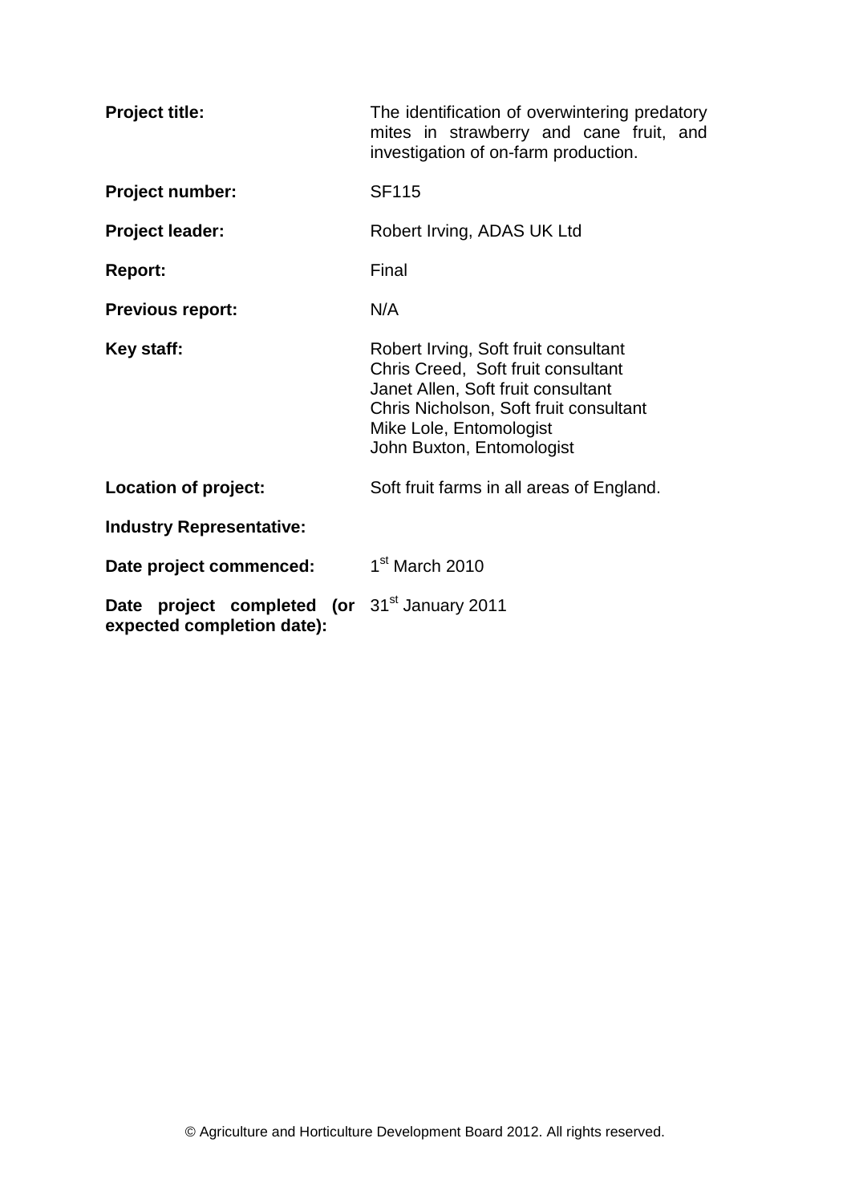| | |
|---|---|
| **Project title:** | The identification of overwintering predatory mites in strawberry and cane fruit, and investigation of on-farm production. |
| **Project number:** | SF115 |
| **Project leader:** | Robert Irving, ADAS UK Ltd |
| **Report:** | Final |
| **Previous report:** | N/A |
| **Key staff:** | Robert Irving, Soft fruit consultant<br>Chris Creed, Soft fruit consultant<br>Janet Allen, Soft fruit consultant<br>Chris Nicholson, Soft fruit consultant<br>Mike Lole, Entomologist<br>John Buxton, Entomologist |
| **Location of project:** | Soft fruit farms in all areas of England. |
| **Industry Representative:** | |
| **Date project commenced:** | 1st March 2010 |
| **Date project completed (or expected completion date):** | 31st January 2011 |

© Agriculture and Horticulture Development Board 2012. All rights reserved.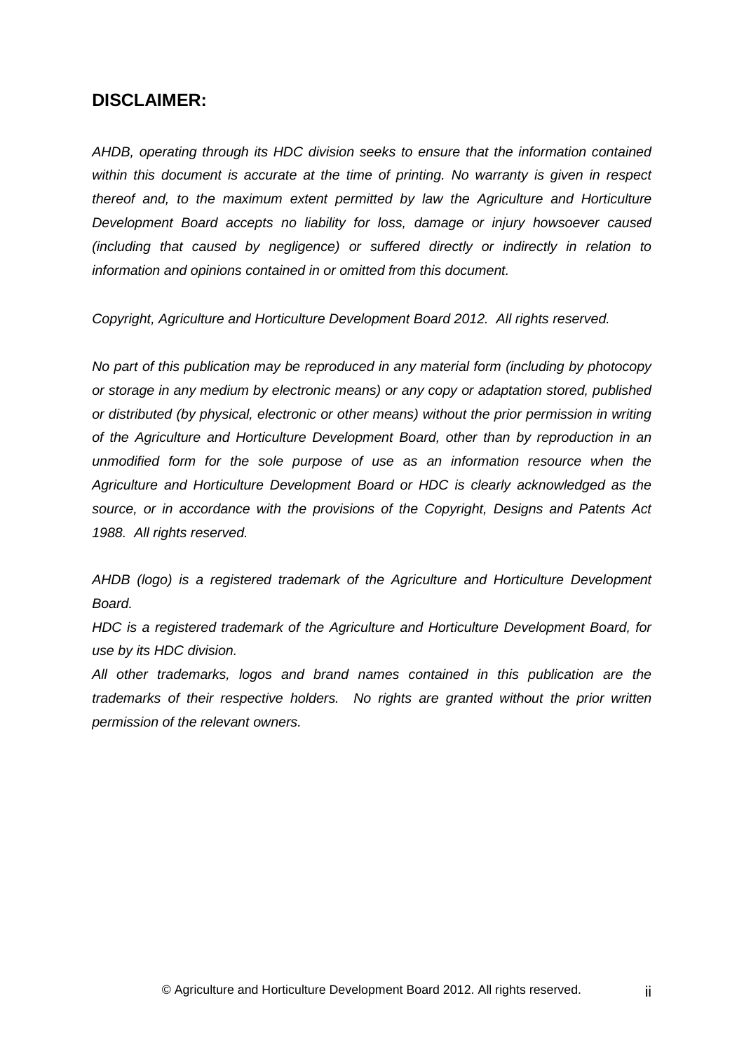## DISCLAIMER:

*AHDB, operating through its HDC division seeks to ensure that the information contained within this document is accurate at the time of printing. No warranty is given in respect thereof and, to the maximum extent permitted by law the Agriculture and Horticulture Development Board accepts no liability for loss, damage or injury howsoever caused (including that caused by negligence) or suffered directly or indirectly in relation to information and opinions contained in or omitted from this document.*

*Copyright, Agriculture and Horticulture Development Board 2012. All rights reserved.*

*No part of this publication may be reproduced in any material form (including by photocopy or storage in any medium by electronic means) or any copy or adaptation stored, published or distributed (by physical, electronic or other means) without the prior permission in writing of the Agriculture and Horticulture Development Board, other than by reproduction in an unmodified form for the sole purpose of use as an information resource when the Agriculture and Horticulture Development Board or HDC is clearly acknowledged as the source, or in accordance with the provisions of the Copyright, Designs and Patents Act 1988. All rights reserved.*

*AHDB (logo) is a registered trademark of the Agriculture and Horticulture Development Board.*

*HDC is a registered trademark of the Agriculture and Horticulture Development Board, for use by its HDC division.*

*All other trademarks, logos and brand names contained in this publication are the trademarks of their respective holders. No rights are granted without the prior written permission of the relevant owners.*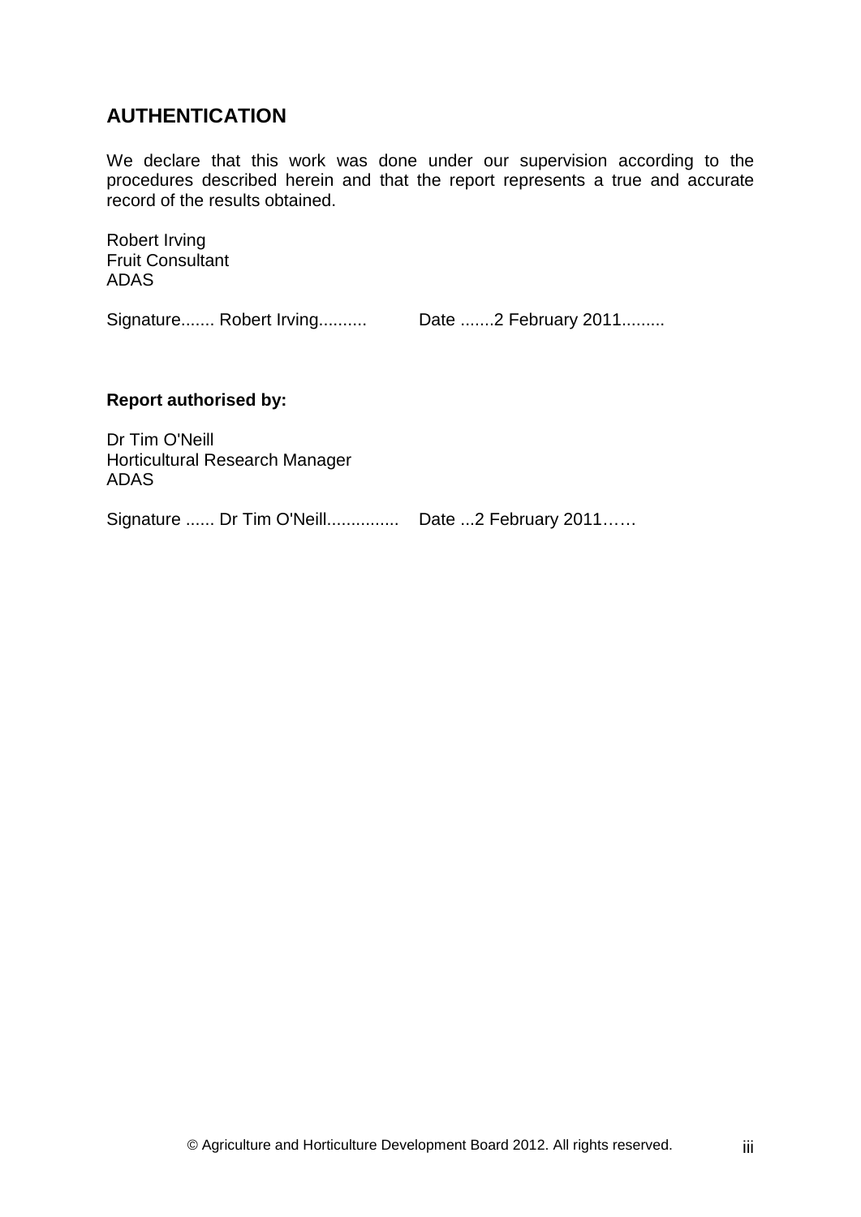## AUTHENTICATION

We declare that this work was done under our supervision according to the procedures described herein and that the report represents a true and accurate record of the results obtained.

Robert Irving
Fruit Consultant
ADAS

Signature....... Robert Irving.......... Date .......2 February 2011.........

**Report authorised by:**

Dr Tim O'Neill
Horticultural Research Manager
ADAS

Signature ...... Dr Tim O'Neill............... Date ...2 February 2011……

© Agriculture and Horticulture Development Board 2012. All rights reserved.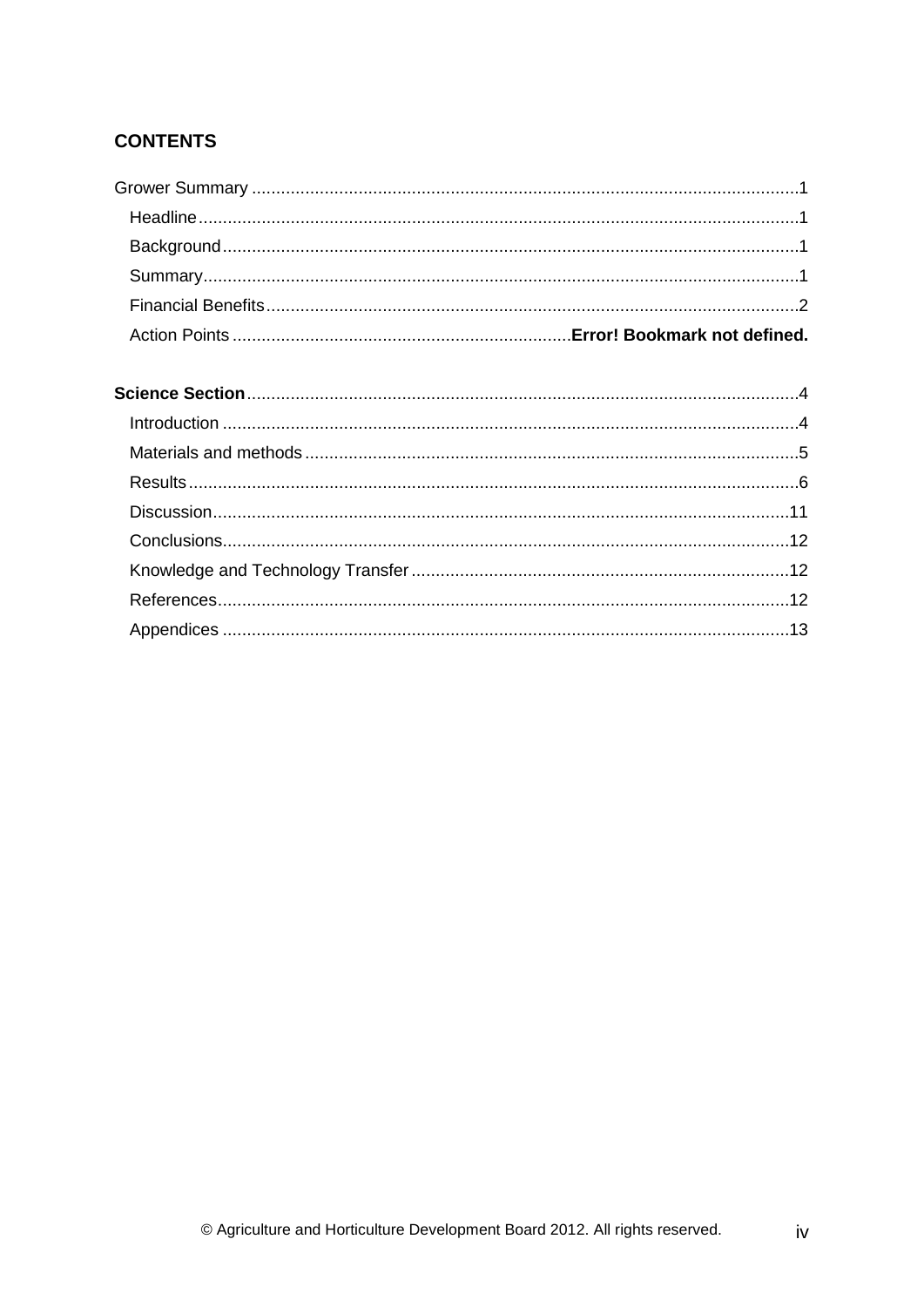## CONTENTS

Grower Summary ....................................................................................................................1

- Headline..........................................................................................................................1
- Background.....................................................................................................................1
- Summary..........................................................................................................................1
- Financial Benefits............................................................................................................2
- Action Points ....................................................................**Error! Bookmark not defined.**

**Science Section**..................................................................................................................4

- Introduction .....................................................................................................................4
- Materials and methods .....................................................................................................5
- Results .............................................................................................................................6
- Discussion......................................................................................................................11
- Conclusions....................................................................................................................12
- Knowledge and Technology Transfer .............................................................................12
- References.....................................................................................................................12
- Appendices ....................................................................................................................13

© Agriculture and Horticulture Development Board 2012. All rights reserved.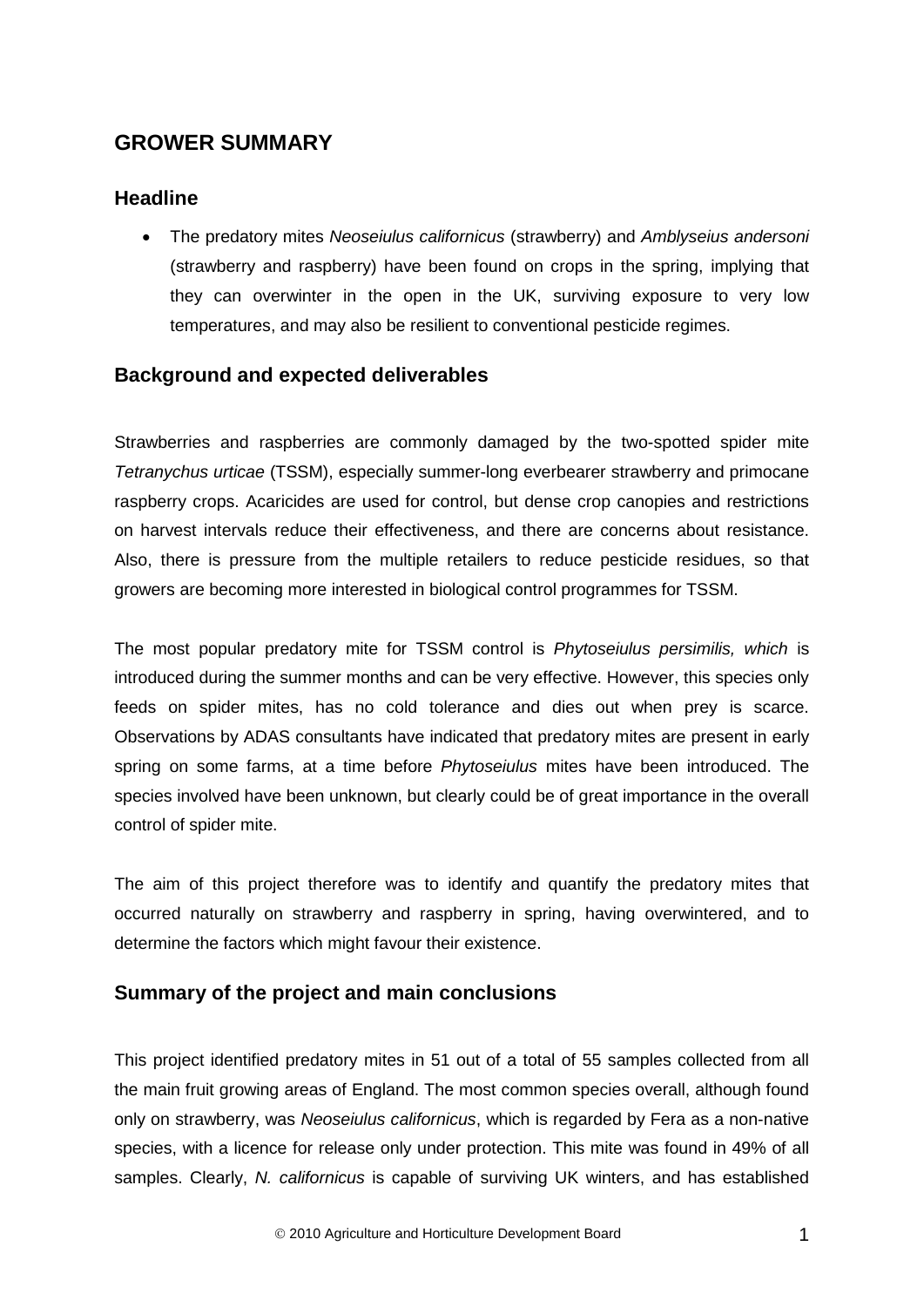## GROWER SUMMARY

### Headline

- The predatory mites *Neoseiulus californicus* (strawberry) and *Amblyseius andersoni* (strawberry and raspberry) have been found on crops in the spring, implying that they can overwinter in the open in the UK, surviving exposure to very low temperatures, and may also be resilient to conventional pesticide regimes.

### Background and expected deliverables

Strawberries and raspberries are commonly damaged by the two-spotted spider mite *Tetranychus urticae* (TSSM), especially summer-long everbearer strawberry and primocane raspberry crops. Acaricides are used for control, but dense crop canopies and restrictions on harvest intervals reduce their effectiveness, and there are concerns about resistance. Also, there is pressure from the multiple retailers to reduce pesticide residues, so that growers are becoming more interested in biological control programmes for TSSM.

The most popular predatory mite for TSSM control is *Phytoseiulus persimilis, which* is introduced during the summer months and can be very effective. However, this species only feeds on spider mites, has no cold tolerance and dies out when prey is scarce. Observations by ADAS consultants have indicated that predatory mites are present in early spring on some farms, at a time before *Phytoseiulus* mites have been introduced. The species involved have been unknown, but clearly could be of great importance in the overall control of spider mite.

The aim of this project therefore was to identify and quantify the predatory mites that occurred naturally on strawberry and raspberry in spring, having overwintered, and to determine the factors which might favour their existence.

### Summary of the project and main conclusions

This project identified predatory mites in 51 out of a total of 55 samples collected from all the main fruit growing areas of England. The most common species overall, although found only on strawberry, was *Neoseiulus californicus*, which is regarded by Fera as a non-native species, with a licence for release only under protection. This mite was found in 49% of all samples. Clearly, *N. californicus* is capable of surviving UK winters, and has established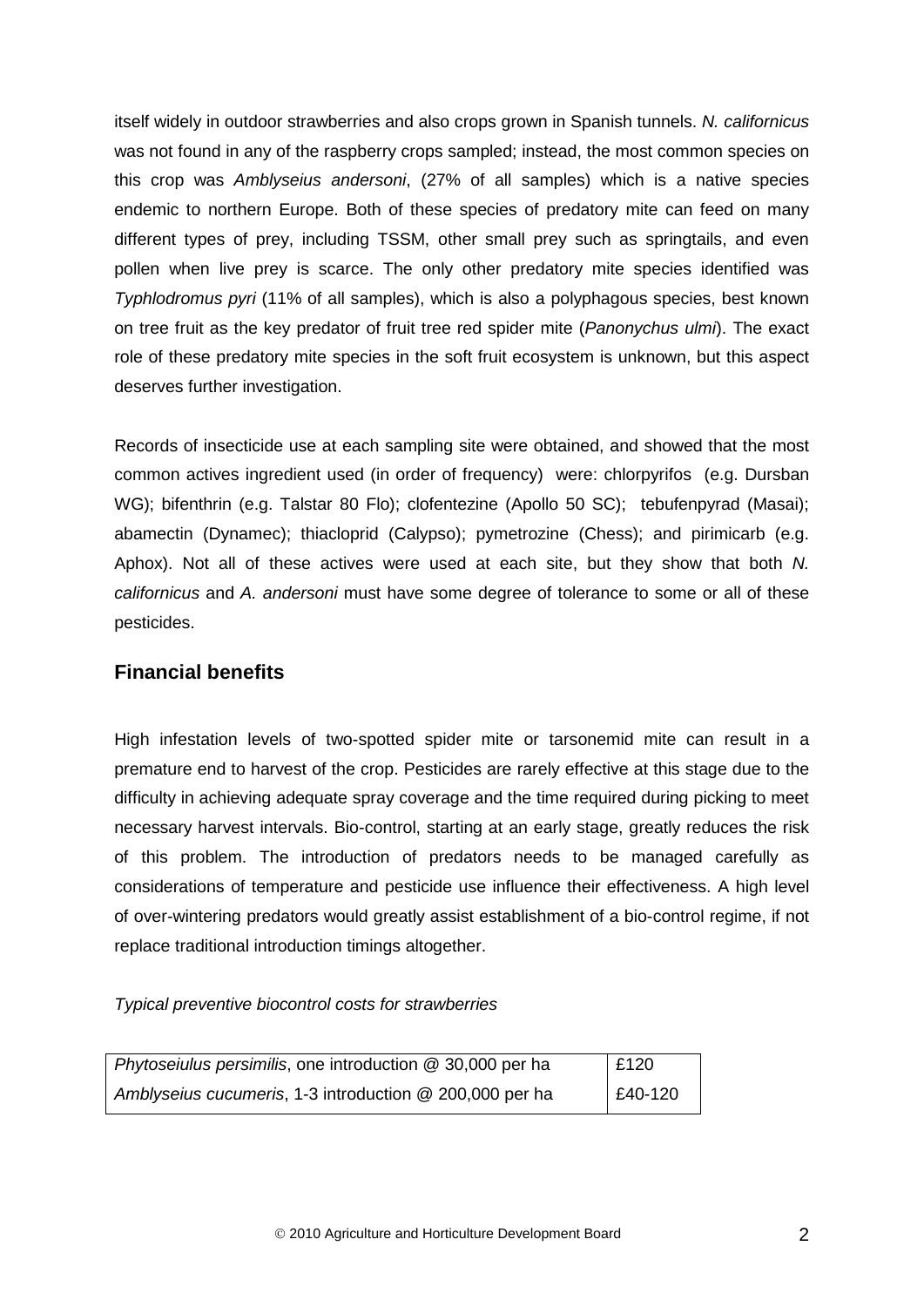itself widely in outdoor strawberries and also crops grown in Spanish tunnels. *N. californicus* was not found in any of the raspberry crops sampled; instead, the most common species on this crop was *Amblyseius andersoni*, (27% of all samples) which is a native species endemic to northern Europe. Both of these species of predatory mite can feed on many different types of prey, including TSSM, other small prey such as springtails, and even pollen when live prey is scarce. The only other predatory mite species identified was *Typhlodromus pyri* (11% of all samples), which is also a polyphagous species, best known on tree fruit as the key predator of fruit tree red spider mite (*Panonychus ulmi*). The exact role of these predatory mite species in the soft fruit ecosystem is unknown, but this aspect deserves further investigation.

Records of insecticide use at each sampling site were obtained, and showed that the most common actives ingredient used (in order of frequency) were: chlorpyrifos (e.g. Dursban WG); bifenthrin (e.g. Talstar 80 Flo); clofentezine (Apollo 50 SC); tebufenpyrad (Masai); abamectin (Dynamec); thiacloprid (Calypso); pymetrozine (Chess); and pirimicarb (e.g. Aphox). Not all of these actives were used at each site, but they show that both *N. californicus* and *A. andersoni* must have some degree of tolerance to some or all of these pesticides.

## Financial benefits

High infestation levels of two-spotted spider mite or tarsonemid mite can result in a premature end to harvest of the crop. Pesticides are rarely effective at this stage due to the difficulty in achieving adequate spray coverage and the time required during picking to meet necessary harvest intervals. Bio-control, starting at an early stage, greatly reduces the risk of this problem. The introduction of predators needs to be managed carefully as considerations of temperature and pesticide use influence their effectiveness. A high level of over-wintering predators would greatly assist establishment of a bio-control regime, if not replace traditional introduction timings altogether.

*Typical preventive biocontrol costs for strawberries*

| | |
|---|---|
| *Phytoseiulus persimilis*, one introduction @ 30,000 per ha | £120 |
| *Amblyseius cucumeris*, 1-3 introduction @ 200,000 per ha | £40-120 |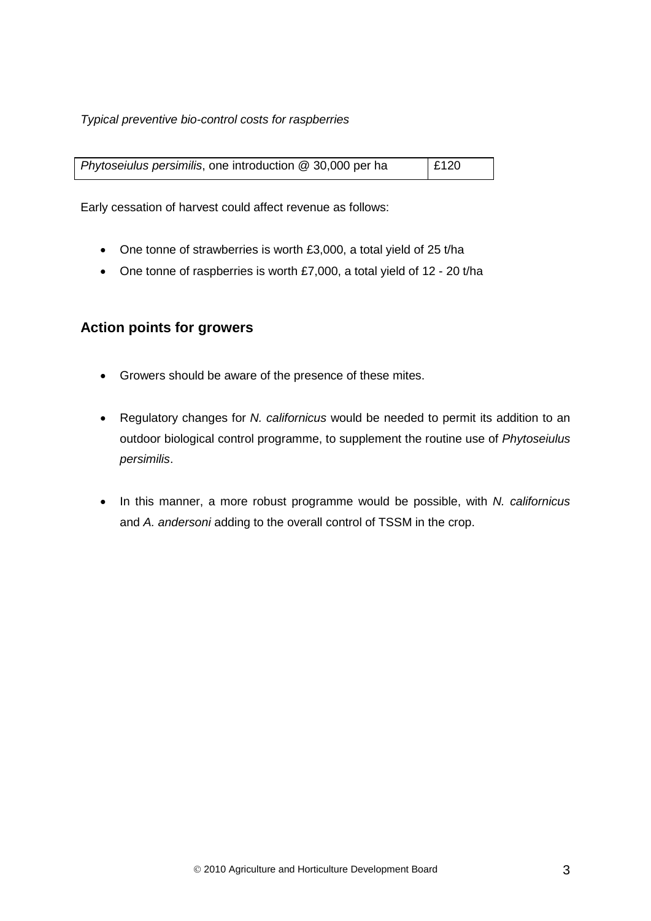*Typical preventive bio-control costs for raspberries*

| | |
|---|---|
| *Phytoseiulus persimilis*, one introduction @ 30,000 per ha | £120 |

Early cessation of harvest could affect revenue as follows:

- One tonne of strawberries is worth £3,000, a total yield of 25 t/ha
- One tonne of raspberries is worth £7,000, a total yield of 12 - 20 t/ha

## Action points for growers

- Growers should be aware of the presence of these mites.
- Regulatory changes for *N. californicus* would be needed to permit its addition to an outdoor biological control programme, to supplement the routine use of *Phytoseiulus persimilis*.
- In this manner, a more robust programme would be possible, with *N. californicus* and *A. andersoni* adding to the overall control of TSSM in the crop.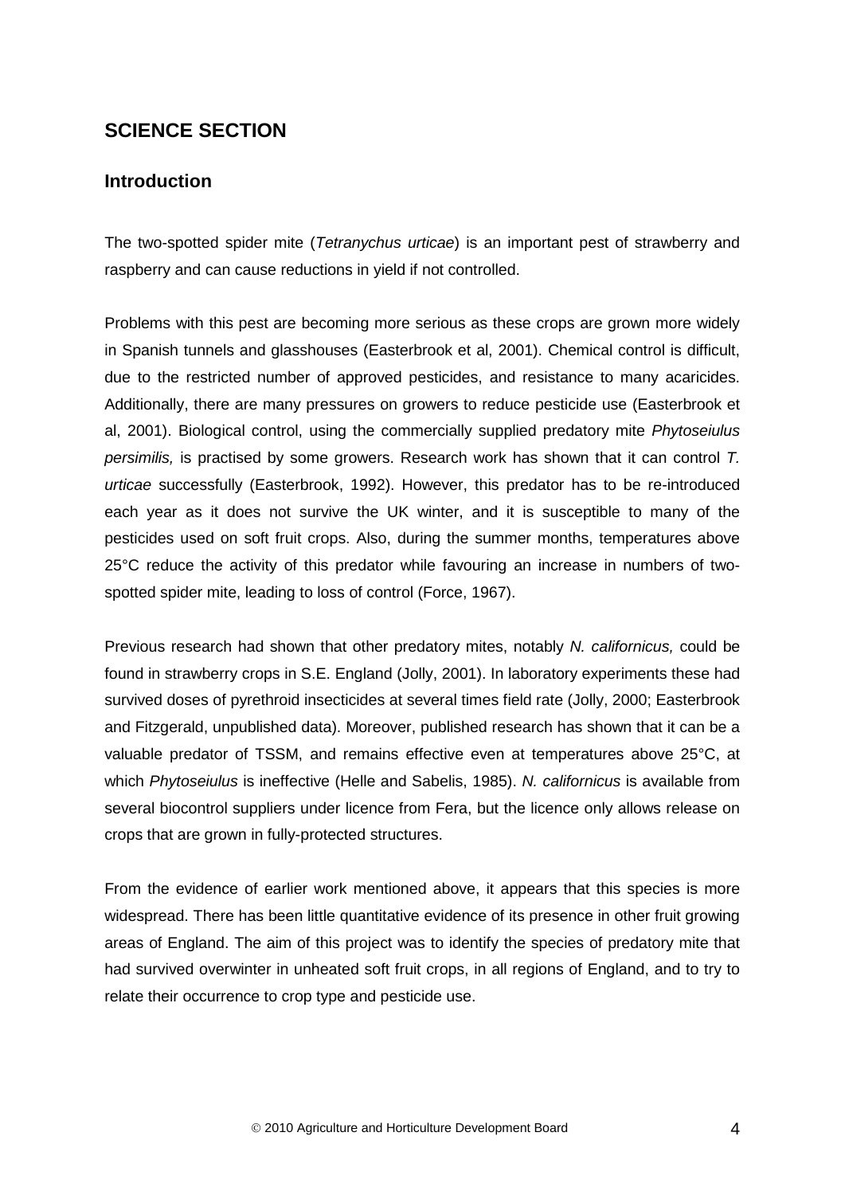## SCIENCE SECTION

### Introduction

The two-spotted spider mite (*Tetranychus urticae*) is an important pest of strawberry and raspberry and can cause reductions in yield if not controlled.

Problems with this pest are becoming more serious as these crops are grown more widely in Spanish tunnels and glasshouses (Easterbrook et al, 2001). Chemical control is difficult, due to the restricted number of approved pesticides, and resistance to many acaricides. Additionally, there are many pressures on growers to reduce pesticide use (Easterbrook et al, 2001). Biological control, using the commercially supplied predatory mite *Phytoseiulus persimilis,* is practised by some growers. Research work has shown that it can control *T. urticae* successfully (Easterbrook, 1992). However, this predator has to be re-introduced each year as it does not survive the UK winter, and it is susceptible to many of the pesticides used on soft fruit crops. Also, during the summer months, temperatures above 25°C reduce the activity of this predator while favouring an increase in numbers of two-spotted spider mite, leading to loss of control (Force, 1967).

Previous research had shown that other predatory mites, notably *N. californicus,* could be found in strawberry crops in S.E. England (Jolly, 2001). In laboratory experiments these had survived doses of pyrethroid insecticides at several times field rate (Jolly, 2000; Easterbrook and Fitzgerald, unpublished data). Moreover, published research has shown that it can be a valuable predator of TSSM, and remains effective even at temperatures above 25°C, at which *Phytoseiulus* is ineffective (Helle and Sabelis, 1985). *N. californicus* is available from several biocontrol suppliers under licence from Fera, but the licence only allows release on crops that are grown in fully-protected structures.

From the evidence of earlier work mentioned above, it appears that this species is more widespread. There has been little quantitative evidence of its presence in other fruit growing areas of England. The aim of this project was to identify the species of predatory mite that had survived overwinter in unheated soft fruit crops, in all regions of England, and to try to relate their occurrence to crop type and pesticide use.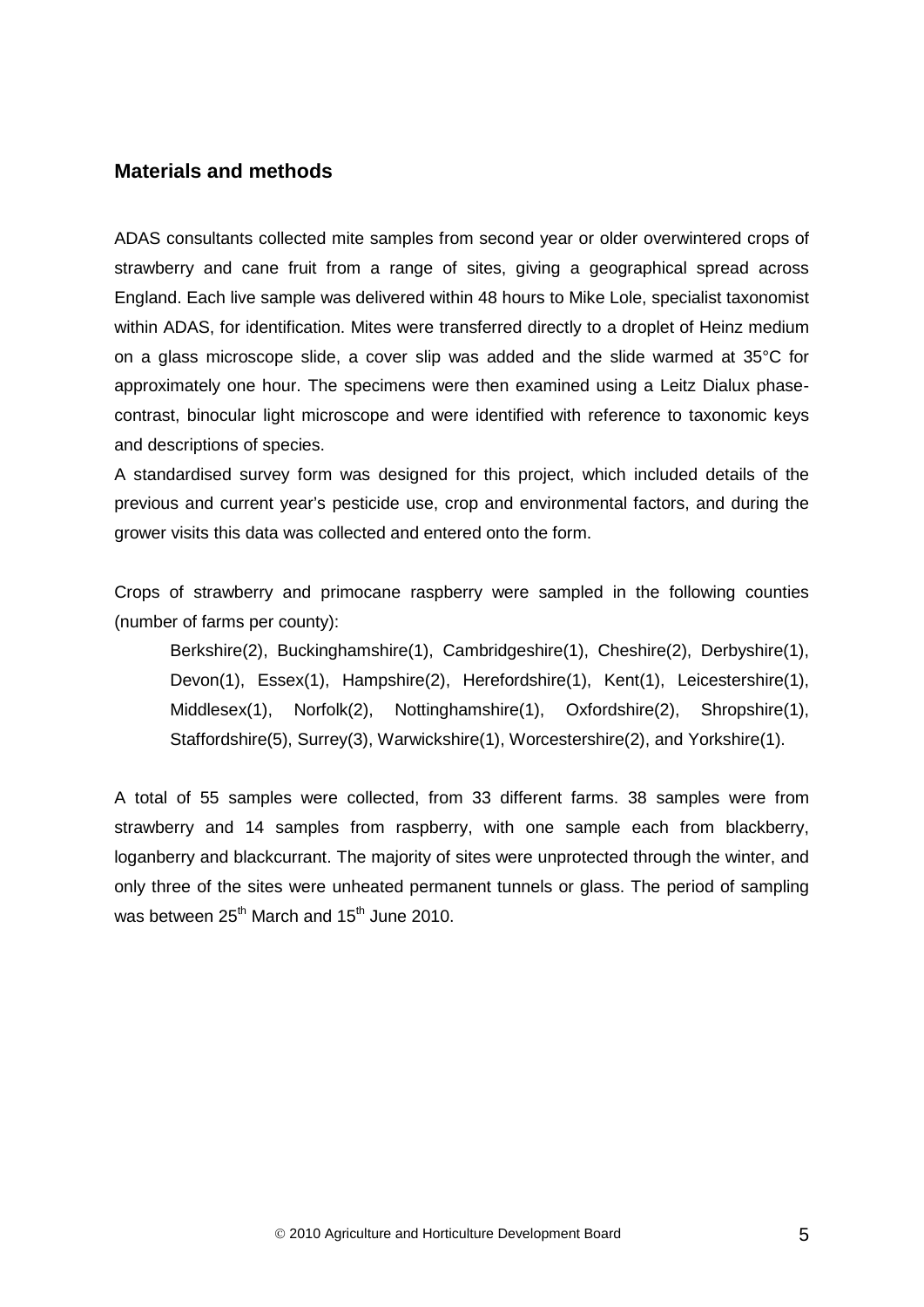## Materials and methods

ADAS consultants collected mite samples from second year or older overwintered crops of strawberry and cane fruit from a range of sites, giving a geographical spread across England. Each live sample was delivered within 48 hours to Mike Lole, specialist taxonomist within ADAS, for identification. Mites were transferred directly to a droplet of Heinz medium on a glass microscope slide, a cover slip was added and the slide warmed at 35°C for approximately one hour. The specimens were then examined using a Leitz Dialux phase-contrast, binocular light microscope and were identified with reference to taxonomic keys and descriptions of species.

A standardised survey form was designed for this project, which included details of the previous and current year's pesticide use, crop and environmental factors, and during the grower visits this data was collected and entered onto the form.

Crops of strawberry and primocane raspberry were sampled in the following counties (number of farms per county):

> Berkshire(2), Buckinghamshire(1), Cambridgeshire(1), Cheshire(2), Derbyshire(1), Devon(1), Essex(1), Hampshire(2), Herefordshire(1), Kent(1), Leicestershire(1), Middlesex(1), Norfolk(2), Nottinghamshire(1), Oxfordshire(2), Shropshire(1), Staffordshire(5), Surrey(3), Warwickshire(1), Worcestershire(2), and Yorkshire(1).

A total of 55 samples were collected, from 33 different farms. 38 samples were from strawberry and 14 samples from raspberry, with one sample each from blackberry, loganberry and blackcurrant. The majority of sites were unprotected through the winter, and only three of the sites were unheated permanent tunnels or glass. The period of sampling was between 25th March and 15th June 2010.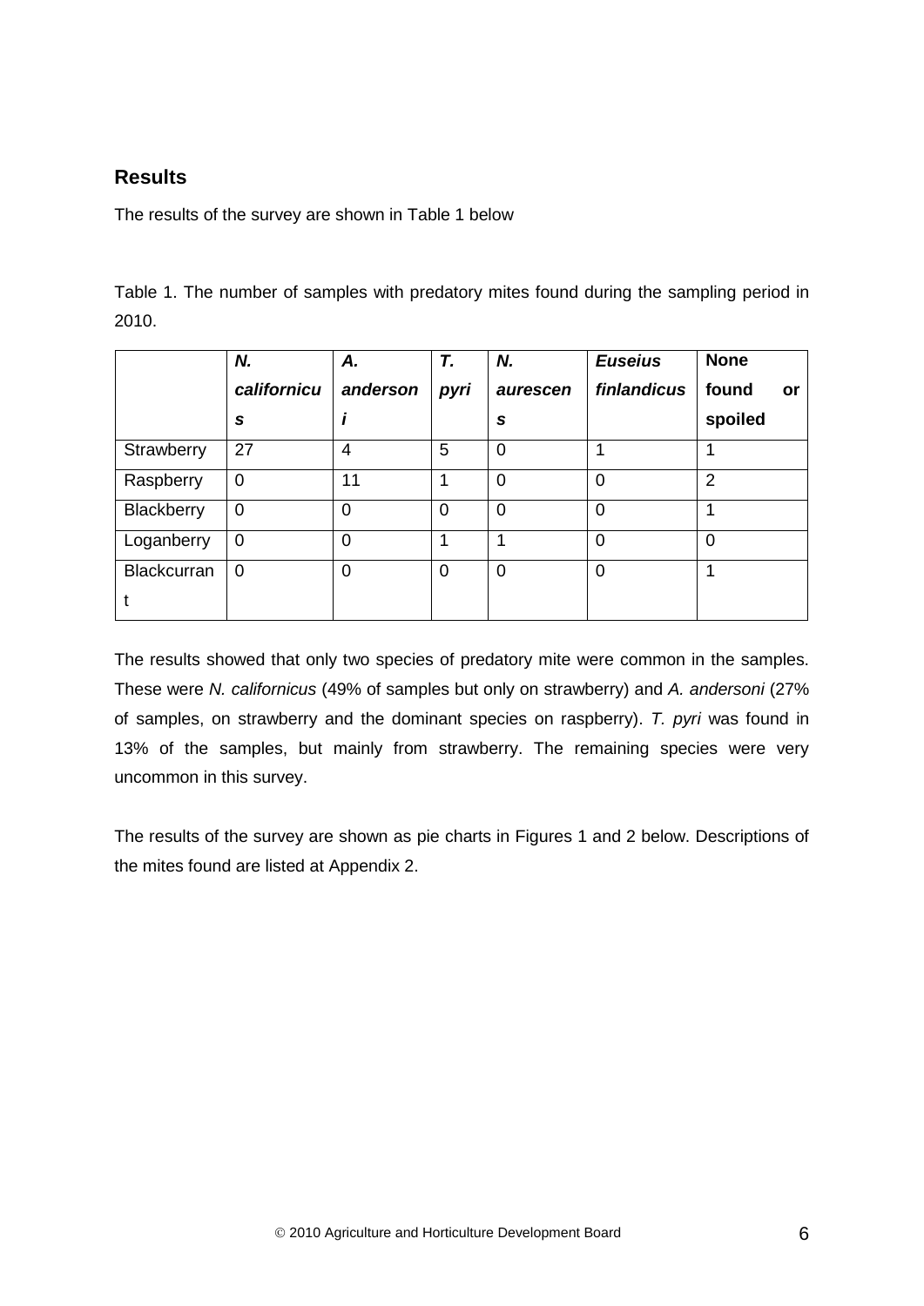## Results

The results of the survey are shown in Table 1 below

Table 1. The number of samples with predatory mites found during the sampling period in 2010.

| | ***N. californicus*** | ***A. andersoni*** | ***T. pyri*** | ***N. aurescens*** | ***Euseius finlandicus*** | **None found or spoiled** |
|---|---|---|---|---|---|---|
| Strawberry | 27 | 4 | 5 | 0 | 1 | 1 |
| Raspberry | 0 | 11 | 1 | 0 | 0 | 2 |
| Blackberry | 0 | 0 | 0 | 0 | 0 | 1 |
| Loganberry | 0 | 0 | 1 | 1 | 0 | 0 |
| Blackcurrant | 0 | 0 | 0 | 0 | 0 | 1 |

The results showed that only two species of predatory mite were common in the samples. These were *N. californicus* (49% of samples but only on strawberry) and *A. andersoni* (27% of samples, on strawberry and the dominant species on raspberry). *T. pyri* was found in 13% of the samples, but mainly from strawberry. The remaining species were very uncommon in this survey.

The results of the survey are shown as pie charts in Figures 1 and 2 below. Descriptions of the mites found are listed at Appendix 2.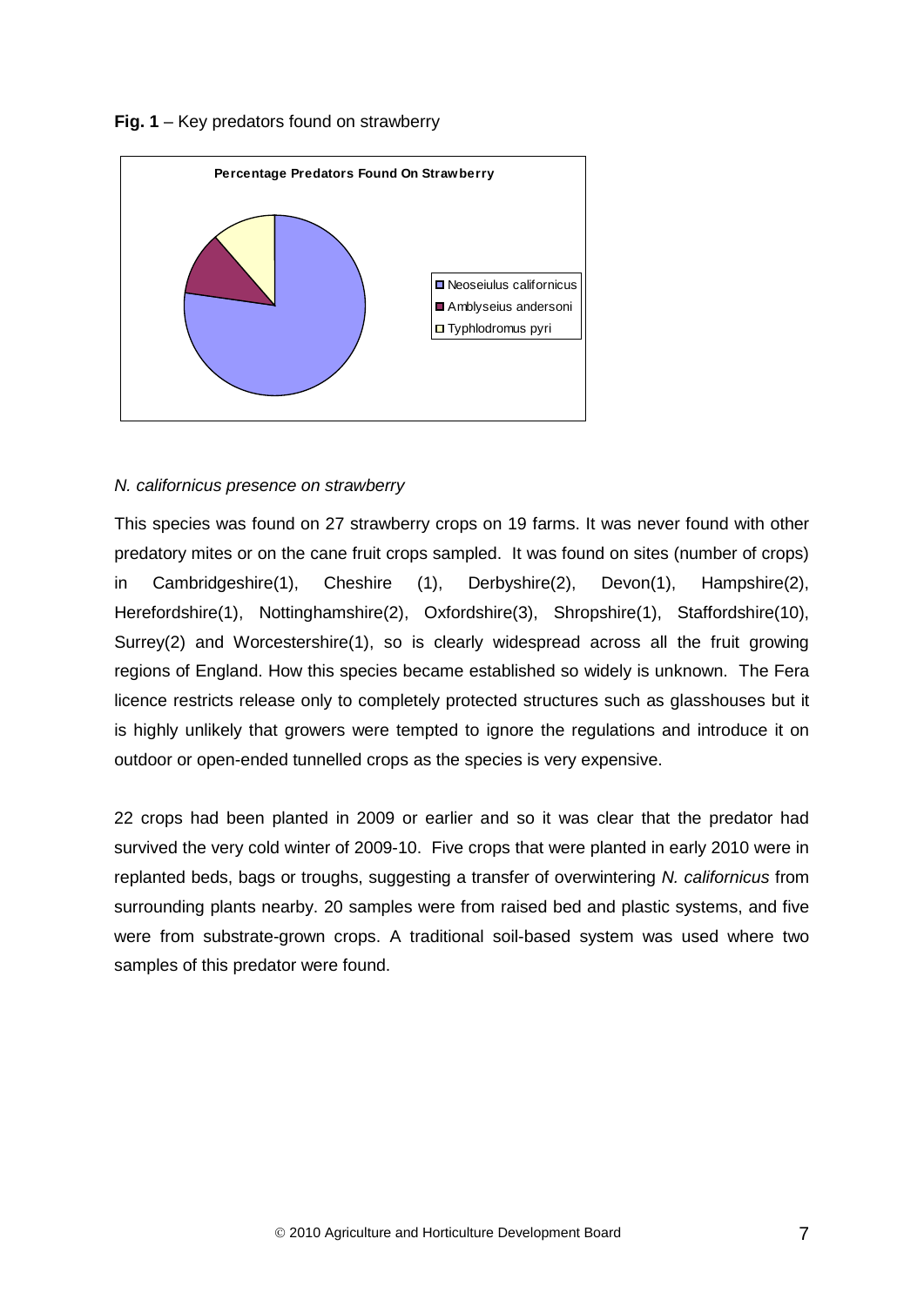**Fig. 1** – Key predators found on strawberry

*N. californicus presence on strawberry*

This species was found on 27 strawberry crops on 19 farms. It was never found with other predatory mites or on the cane fruit crops sampled. It was found on sites (number of crops) in Cambridgeshire(1), Cheshire (1), Derbyshire(2), Devon(1), Hampshire(2), Herefordshire(1), Nottinghamshire(2), Oxfordshire(3), Shropshire(1), Staffordshire(10), Surrey(2) and Worcestershire(1), so is clearly widespread across all the fruit growing regions of England. How this species became established so widely is unknown. The Fera licence restricts release only to completely protected structures such as glasshouses but it is highly unlikely that growers were tempted to ignore the regulations and introduce it on outdoor or open-ended tunnelled crops as the species is very expensive.

22 crops had been planted in 2009 or earlier and so it was clear that the predator had survived the very cold winter of 2009-10. Five crops that were planted in early 2010 were in replanted beds, bags or troughs, suggesting a transfer of overwintering *N. californicus* from surrounding plants nearby. 20 samples were from raised bed and plastic systems, and five were from substrate-grown crops. A traditional soil-based system was used where two samples of this predator were found.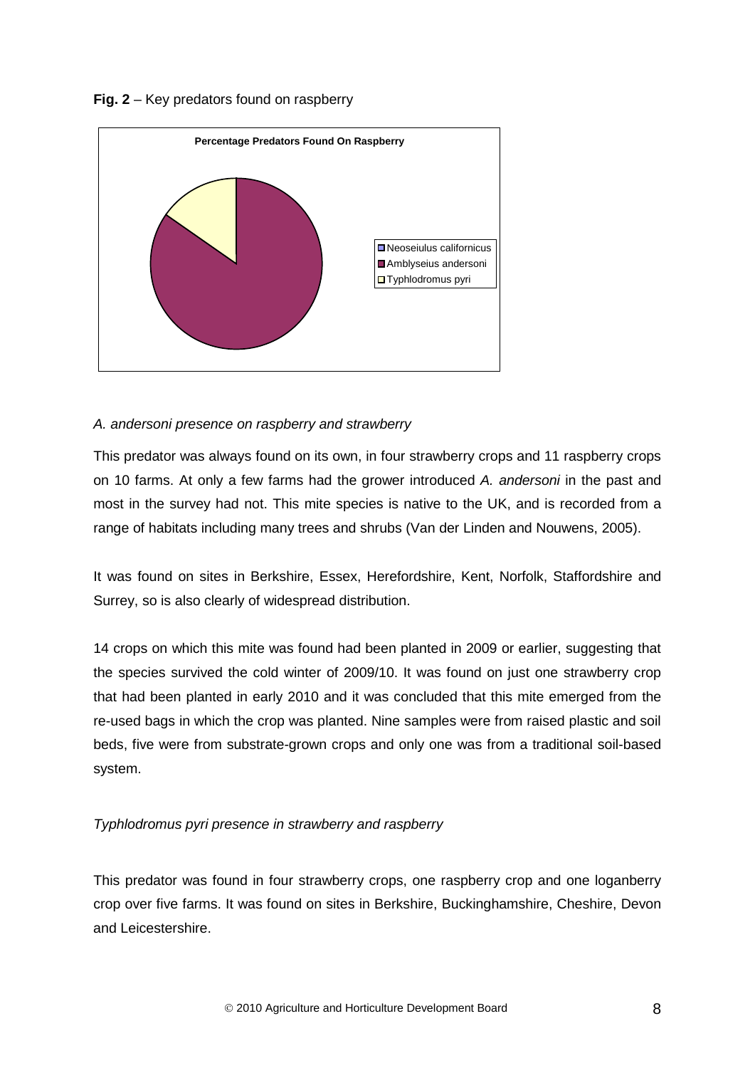**Fig. 2** – Key predators found on raspberry

*A. andersoni presence on raspberry and strawberry*

This predator was always found on its own, in four strawberry crops and 11 raspberry crops on 10 farms. At only a few farms had the grower introduced *A. andersoni* in the past and most in the survey had not. This mite species is native to the UK, and is recorded from a range of habitats including many trees and shrubs (Van der Linden and Nouwens, 2005).

It was found on sites in Berkshire, Essex, Herefordshire, Kent, Norfolk, Staffordshire and Surrey, so is also clearly of widespread distribution.

14 crops on which this mite was found had been planted in 2009 or earlier, suggesting that the species survived the cold winter of 2009/10. It was found on just one strawberry crop that had been planted in early 2010 and it was concluded that this mite emerged from the re-used bags in which the crop was planted. Nine samples were from raised plastic and soil beds, five were from substrate-grown crops and only one was from a traditional soil-based system.

*Typhlodromus pyri presence in strawberry and raspberry*

This predator was found in four strawberry crops, one raspberry crop and one loganberry crop over five farms. It was found on sites in Berkshire, Buckinghamshire, Cheshire, Devon and Leicestershire.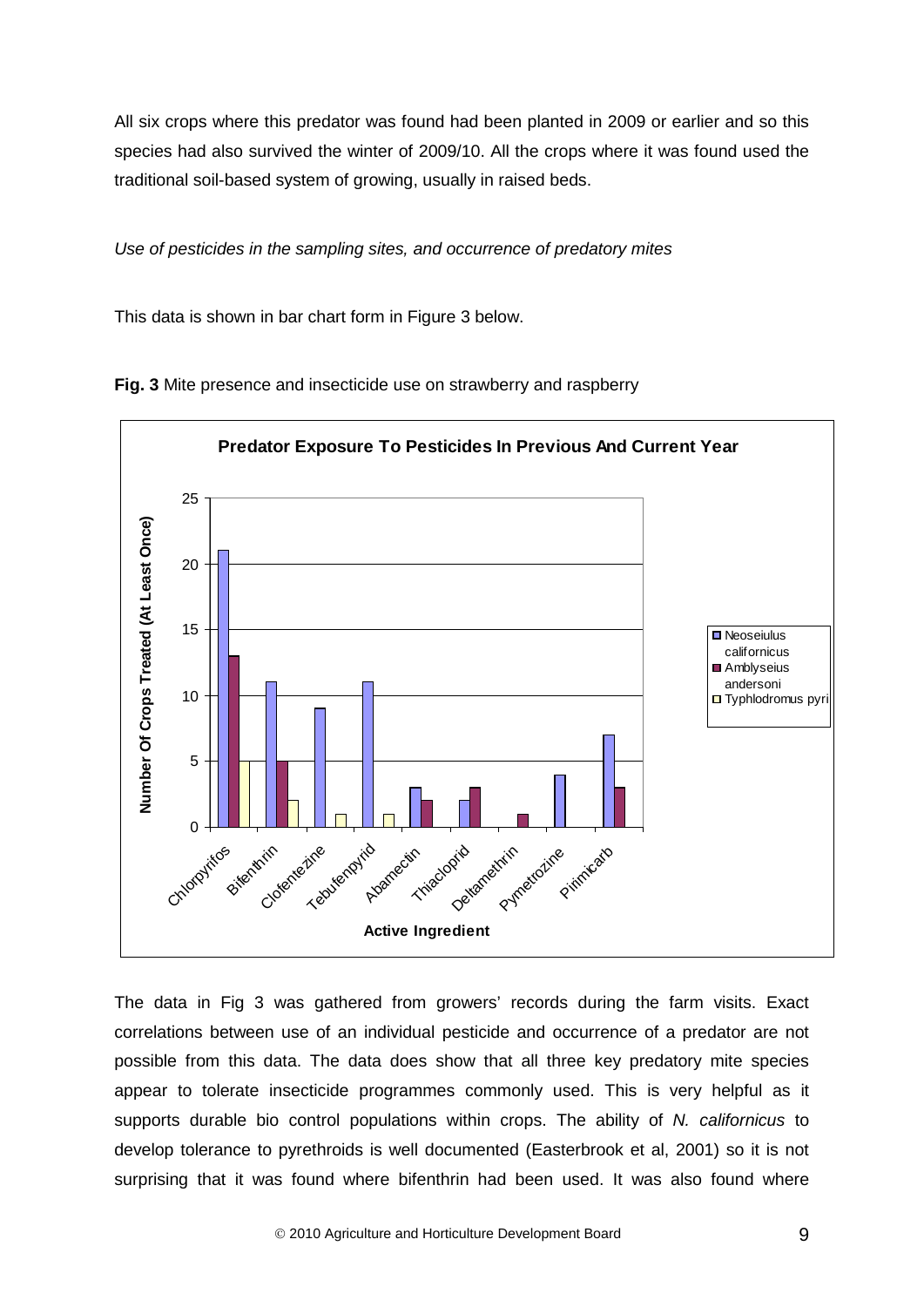All six crops where this predator was found had been planted in 2009 or earlier and so this species had also survived the winter of 2009/10. All the crops where it was found used the traditional soil-based system of growing, usually in raised beds.

*Use of pesticides in the sampling sites, and occurrence of predatory mites*

This data is shown in bar chart form in Figure 3 below.

**Fig. 3** Mite presence and insecticide use on strawberry and raspberry

**Predator Exposure To Pesticides In Previous And Current Year**

| Active Ingredient | Neoseiulus californicus | Amblyseius andersoni | Typhlodromus pyri |
|---|---|---|---|
| Chlorpyrifos | 21 | 13 | 5 |
| Bifenthrin | 11 | 5 | 2 |
| Clofentezine | 9 | 0 | 1 |
| Tebufenpyrid | 11 | 0 | 1 |
| Abamectin | 3 | 2 | 0 |
| Thiacloprid | 2 | 3 | 0 |
| Deltamethrin | 0 | 1 | 0 |
| Pymetrozine | 4 | 0 | 0 |
| Pirimicarb | 7 | 3 | 0 |

Values are Number Of Crops Treated (At Least Once).

The data in Fig 3 was gathered from growers' records during the farm visits. Exact correlations between use of an individual pesticide and occurrence of a predator are not possible from this data. The data does show that all three key predatory mite species appear to tolerate insecticide programmes commonly used. This is very helpful as it supports durable bio control populations within crops. The ability of *N. californicus* to develop tolerance to pyrethroids is well documented (Easterbrook et al, 2001) so it is not surprising that it was found where bifenthrin had been used. It was also found where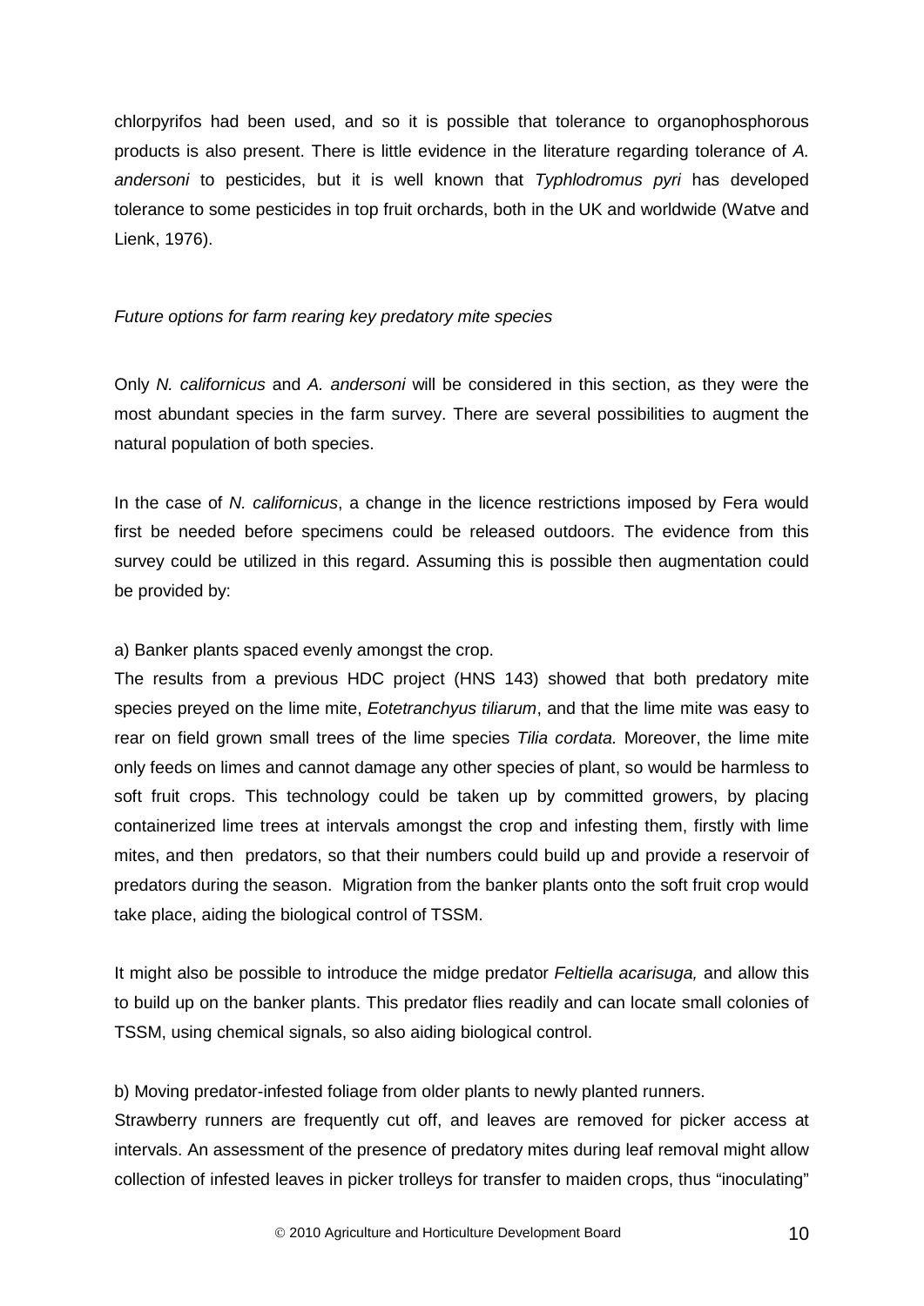chlorpyrifos had been used, and so it is possible that tolerance to organophosphorous products is also present. There is little evidence in the literature regarding tolerance of *A. andersoni* to pesticides, but it is well known that *Typhlodromus pyri* has developed tolerance to some pesticides in top fruit orchards, both in the UK and worldwide (Watve and Lienk, 1976).

*Future options for farm rearing key predatory mite species*

Only *N. californicus* and *A. andersoni* will be considered in this section, as they were the most abundant species in the farm survey. There are several possibilities to augment the natural population of both species.

In the case of *N. californicus*, a change in the licence restrictions imposed by Fera would first be needed before specimens could be released outdoors. The evidence from this survey could be utilized in this regard. Assuming this is possible then augmentation could be provided by:

a) Banker plants spaced evenly amongst the crop.

The results from a previous HDC project (HNS 143) showed that both predatory mite species preyed on the lime mite, *Eotetranchyus tiliarum*, and that the lime mite was easy to rear on field grown small trees of the lime species *Tilia cordata.* Moreover, the lime mite only feeds on limes and cannot damage any other species of plant, so would be harmless to soft fruit crops. This technology could be taken up by committed growers, by placing containerized lime trees at intervals amongst the crop and infesting them, firstly with lime mites, and then predators, so that their numbers could build up and provide a reservoir of predators during the season. Migration from the banker plants onto the soft fruit crop would take place, aiding the biological control of TSSM.

It might also be possible to introduce the midge predator *Feltiella acarisuga,* and allow this to build up on the banker plants. This predator flies readily and can locate small colonies of TSSM, using chemical signals, so also aiding biological control.

b) Moving predator-infested foliage from older plants to newly planted runners.

Strawberry runners are frequently cut off, and leaves are removed for picker access at intervals. An assessment of the presence of predatory mites during leaf removal might allow collection of infested leaves in picker trolleys for transfer to maiden crops, thus "inoculating"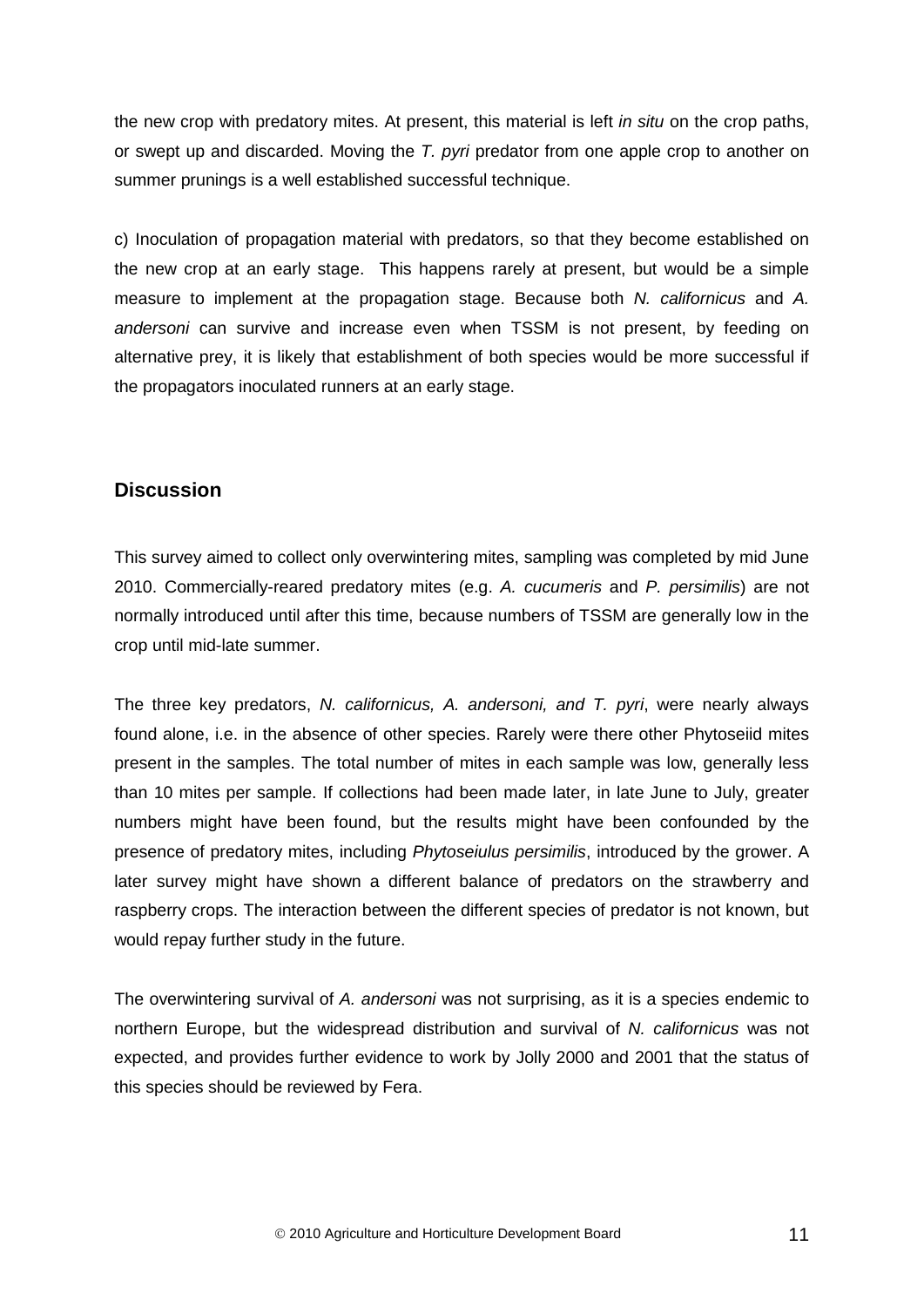the new crop with predatory mites. At present, this material is left *in situ* on the crop paths, or swept up and discarded. Moving the *T. pyri* predator from one apple crop to another on summer prunings is a well established successful technique.

c) Inoculation of propagation material with predators, so that they become established on the new crop at an early stage. This happens rarely at present, but would be a simple measure to implement at the propagation stage. Because both *N. californicus* and *A. andersoni* can survive and increase even when TSSM is not present, by feeding on alternative prey, it is likely that establishment of both species would be more successful if the propagators inoculated runners at an early stage.

## Discussion

This survey aimed to collect only overwintering mites, sampling was completed by mid June 2010. Commercially-reared predatory mites (e.g. *A. cucumeris* and *P. persimilis*) are not normally introduced until after this time, because numbers of TSSM are generally low in the crop until mid-late summer.

The three key predators, *N. californicus, A. andersoni, and T. pyri*, were nearly always found alone, i.e. in the absence of other species. Rarely were there other Phytoseiid mites present in the samples. The total number of mites in each sample was low, generally less than 10 mites per sample. If collections had been made later, in late June to July, greater numbers might have been found, but the results might have been confounded by the presence of predatory mites, including *Phytoseiulus persimilis*, introduced by the grower. A later survey might have shown a different balance of predators on the strawberry and raspberry crops. The interaction between the different species of predator is not known, but would repay further study in the future.

The overwintering survival of *A. andersoni* was not surprising, as it is a species endemic to northern Europe, but the widespread distribution and survival of *N. californicus* was not expected, and provides further evidence to work by Jolly 2000 and 2001 that the status of this species should be reviewed by Fera.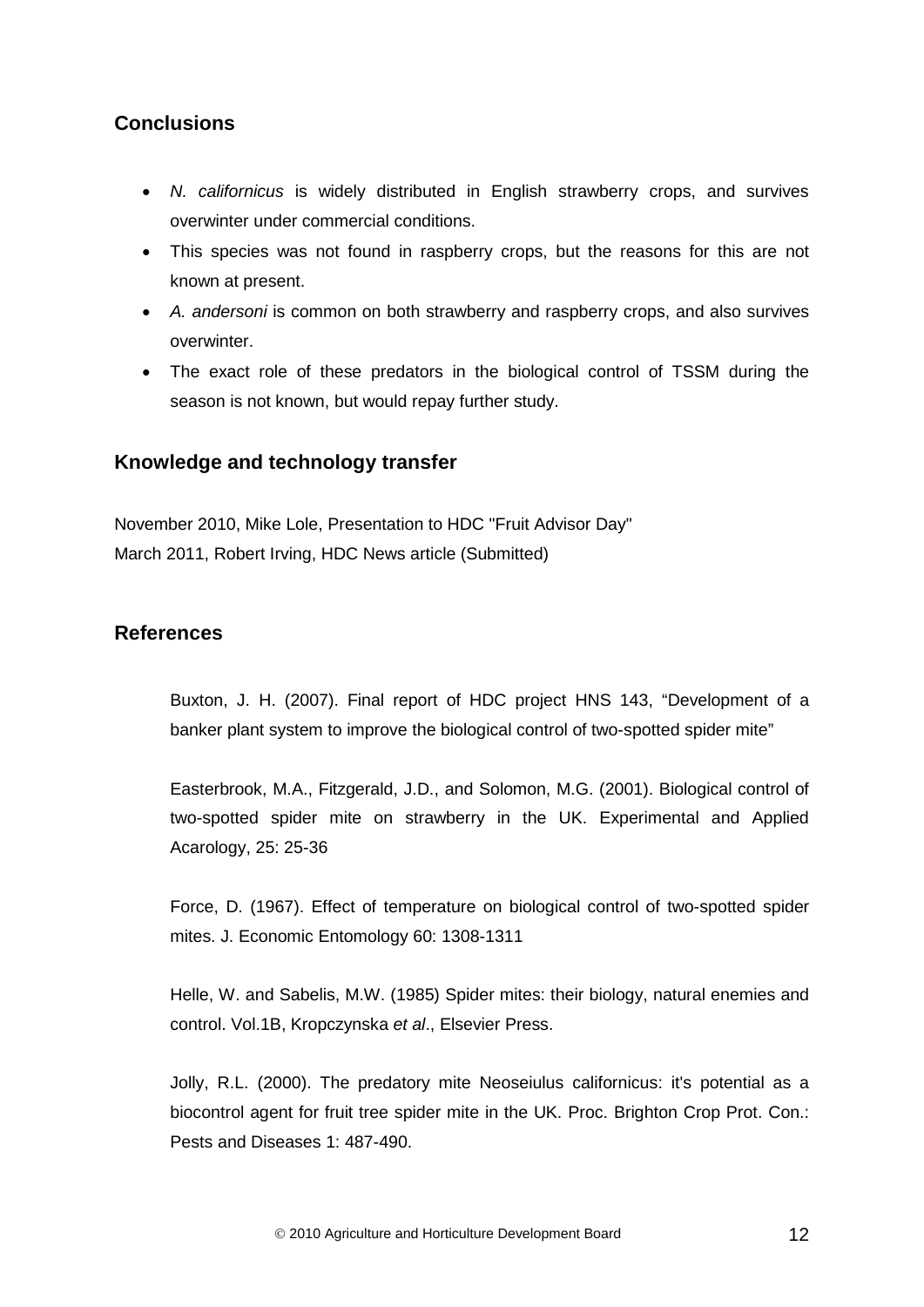## Conclusions

- *N. californicus* is widely distributed in English strawberry crops, and survives overwinter under commercial conditions.
- This species was not found in raspberry crops, but the reasons for this are not known at present.
- *A. andersoni* is common on both strawberry and raspberry crops, and also survives overwinter.
- The exact role of these predators in the biological control of TSSM during the season is not known, but would repay further study.

## Knowledge and technology transfer

November 2010, Mike Lole, Presentation to HDC "Fruit Advisor Day"
March 2011, Robert Irving, HDC News article (Submitted)

## References

Buxton, J. H. (2007). Final report of HDC project HNS 143, "Development of a banker plant system to improve the biological control of two-spotted spider mite"

Easterbrook, M.A., Fitzgerald, J.D., and Solomon, M.G. (2001). Biological control of two-spotted spider mite on strawberry in the UK. Experimental and Applied Acarology, 25: 25-36

Force, D. (1967). Effect of temperature on biological control of two-spotted spider mites. J. Economic Entomology 60: 1308-1311

Helle, W. and Sabelis, M.W. (1985) Spider mites: their biology, natural enemies and control. Vol.1B, Kropczynska *et al*., Elsevier Press.

Jolly, R.L. (2000). The predatory mite Neoseiulus californicus: it's potential as a biocontrol agent for fruit tree spider mite in the UK. Proc. Brighton Crop Prot. Con.: Pests and Diseases 1: 487-490.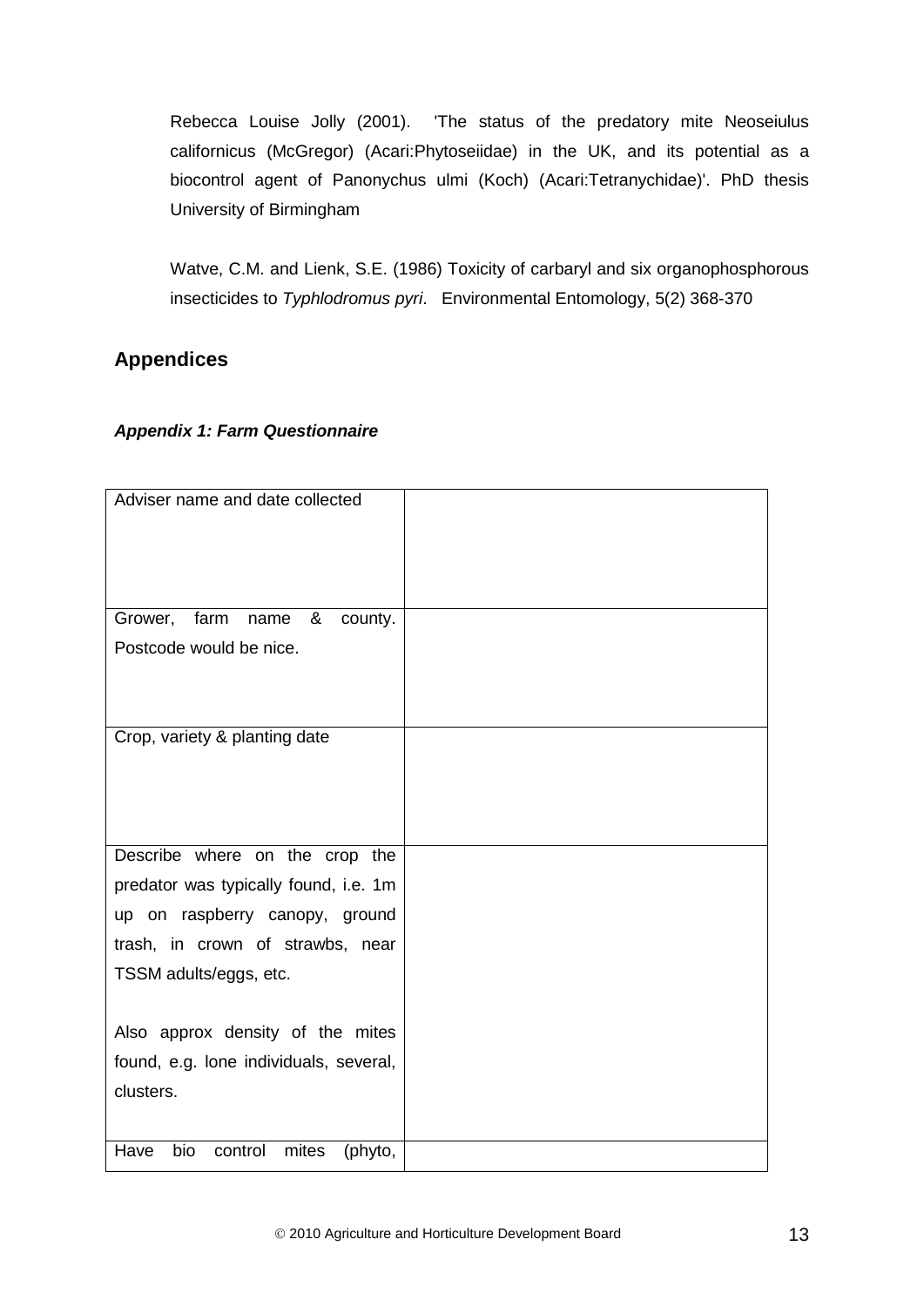Rebecca Louise Jolly (2001). 'The status of the predatory mite Neoseiulus californicus (McGregor) (Acari:Phytoseiidae) in the UK, and its potential as a biocontrol agent of Panonychus ulmi (Koch) (Acari:Tetranychidae)'. PhD thesis University of Birmingham

Watve, C.M. and Lienk, S.E. (1986) Toxicity of carbaryl and six organophosphorous insecticides to *Typhlodromus pyri*. Environmental Entomology, 5(2) 368-370

## Appendices

### *Appendix 1: Farm Questionnaire*

| | |
|---|---|
| Adviser name and date collected | |
| Grower, farm name & county. Postcode would be nice. | |
| Crop, variety & planting date | |
| Describe where on the crop the predator was typically found, i.e. 1m up on raspberry canopy, ground trash, in crown of strawbs, near TSSM adults/eggs, etc.<br><br>Also approx density of the mites found, e.g. lone individuals, several, clusters. | |
| Have bio control mites (phyto, | |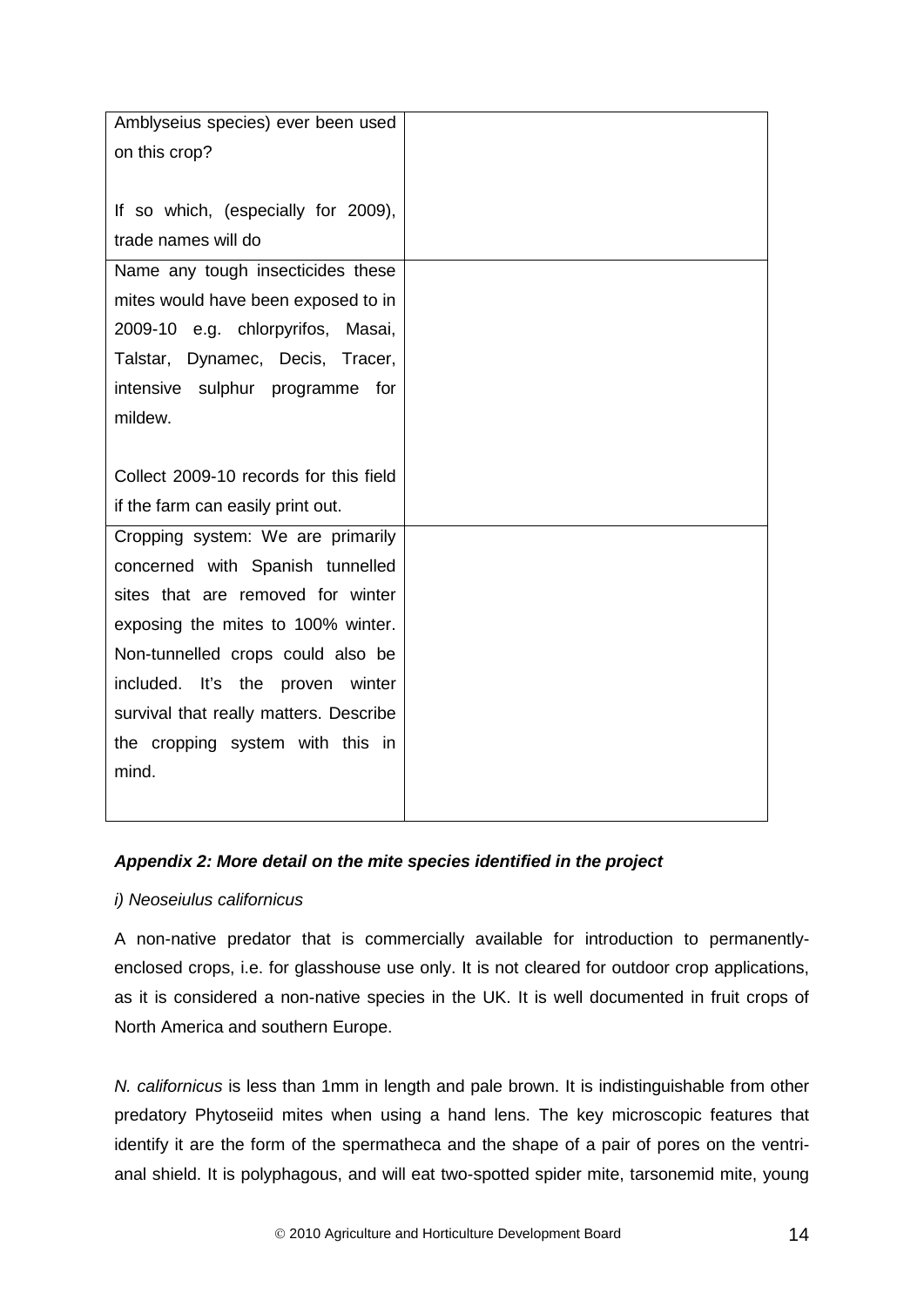| | |
|---|---|
| Amblyseius species) ever been used on this crop?<br><br>If so which, (especially for 2009), trade names will do | |
| Name any tough insecticides these mites would have been exposed to in 2009-10 e.g. chlorpyrifos, Masai, Talstar, Dynamec, Decis, Tracer, intensive sulphur programme for mildew.<br><br>Collect 2009-10 records for this field if the farm can easily print out. | |
| Cropping system: We are primarily concerned with Spanish tunnelled sites that are removed for winter exposing the mites to 100% winter. Non-tunnelled crops could also be included. It's the proven winter survival that really matters. Describe the cropping system with this in mind. | |

### ***Appendix 2: More detail on the mite species identified in the project***

*i) Neoseiulus californicus*

A non-native predator that is commercially available for introduction to permanently-enclosed crops, i.e. for glasshouse use only. It is not cleared for outdoor crop applications, as it is considered a non-native species in the UK. It is well documented in fruit crops of North America and southern Europe.

*N. californicus* is less than 1mm in length and pale brown. It is indistinguishable from other predatory Phytoseiid mites when using a hand lens. The key microscopic features that identify it are the form of the spermatheca and the shape of a pair of pores on the ventri-anal shield. It is polyphagous, and will eat two-spotted spider mite, tarsonemid mite, young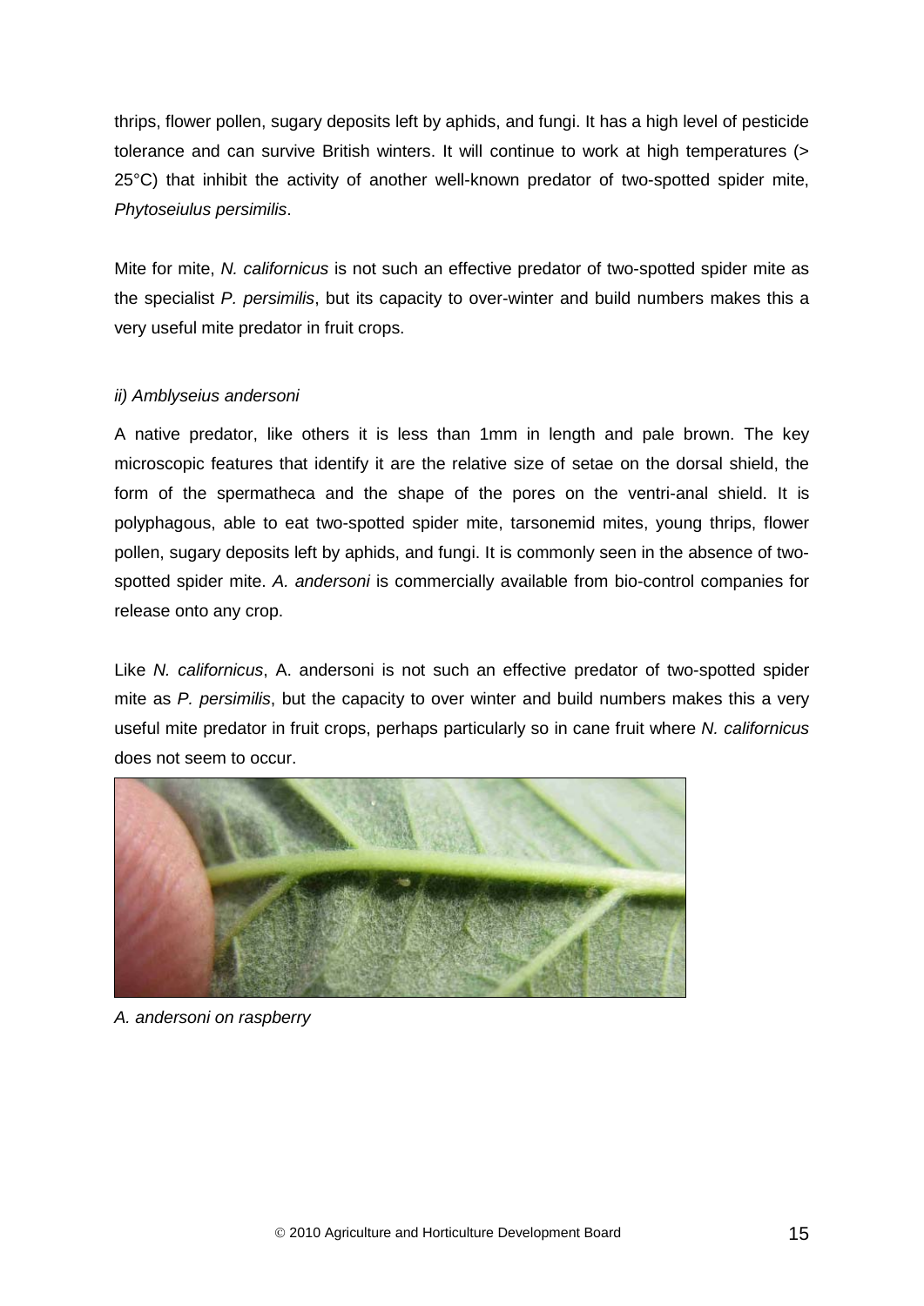thrips, flower pollen, sugary deposits left by aphids, and fungi. It has a high level of pesticide tolerance and can survive British winters. It will continue to work at high temperatures (> 25°C) that inhibit the activity of another well-known predator of two-spotted spider mite, *Phytoseiulus persimilis*.

Mite for mite, *N. californicus* is not such an effective predator of two-spotted spider mite as the specialist *P. persimilis*, but its capacity to over-winter and build numbers makes this a very useful mite predator in fruit crops.

*ii) Amblyseius andersoni*

A native predator, like others it is less than 1mm in length and pale brown. The key microscopic features that identify it are the relative size of setae on the dorsal shield, the form of the spermatheca and the shape of the pores on the ventri-anal shield. It is polyphagous, able to eat two-spotted spider mite, tarsonemid mites, young thrips, flower pollen, sugary deposits left by aphids, and fungi. It is commonly seen in the absence of two-spotted spider mite. *A. andersoni* is commercially available from bio-control companies for release onto any crop.

Like *N. californicus*, A. andersoni is not such an effective predator of two-spotted spider mite as *P. persimilis*, but the capacity to over winter and build numbers makes this a very useful mite predator in fruit crops, perhaps particularly so in cane fruit where *N. californicus* does not seem to occur.

*A. andersoni on raspberry*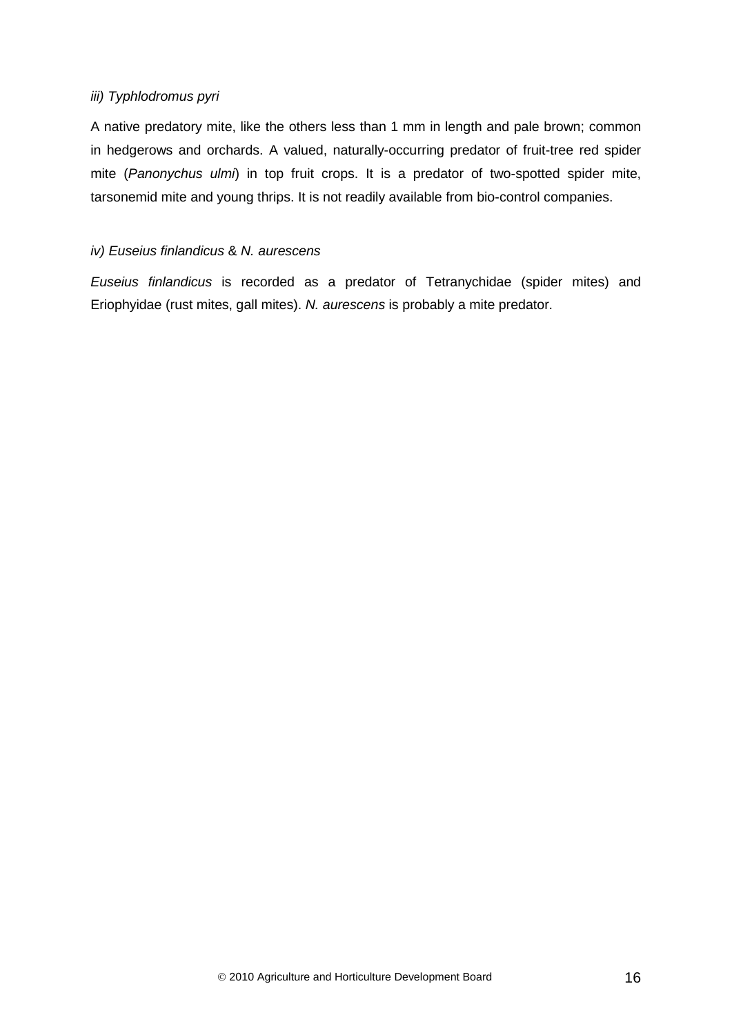*iii) Typhlodromus pyri*

A native predatory mite, like the others less than 1 mm in length and pale brown; common in hedgerows and orchards. A valued, naturally-occurring predator of fruit-tree red spider mite (*Panonychus ulmi*) in top fruit crops. It is a predator of two-spotted spider mite, tarsonemid mite and young thrips. It is not readily available from bio-control companies.

*iv) Euseius finlandicus & N. aurescens*

*Euseius finlandicus* is recorded as a predator of Tetranychidae (spider mites) and Eriophyidae (rust mites, gall mites). *N. aurescens* is probably a mite predator.